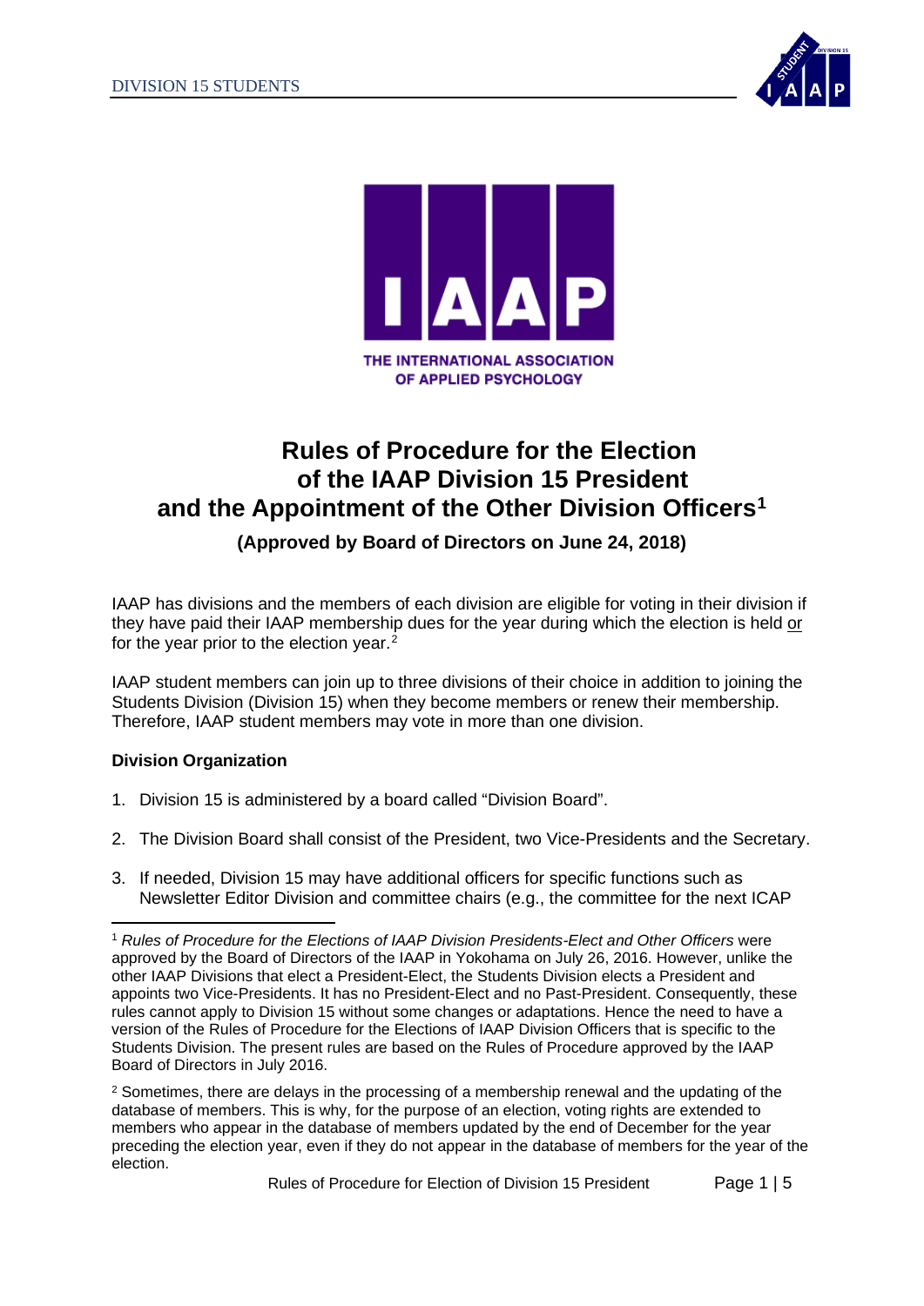THE INTERNATIONAL ASSOCIATION OF APPLIED PSYCHOLOGY

# Rules of Procedure for the Election of the IAAP Division 15 President and the Appointment of the Other Division Officers[1]

**(Approved by Board of Directors on June 24, 2018)**

IAAP has divisions and the members of each division are eligible for voting in their division if they have paid their IAAP membership dues for the year during which the election is held <u>or</u> for the year prior to the election year.[2]

IAAP student members can join up to three divisions of their choice in addition to joining the Students Division (Division 15) when they become members or renew their membership. Therefore, IAAP student members may vote in more than one division.

**Division Organization**

1. Division 15 is administered by a board called "Division Board".
2. The Division Board shall consist of the President, two Vice-Presidents and the Secretary.
3. If needed, Division 15 may have additional officers for specific functions such as Newsletter Editor Division and committee chairs (e.g., the committee for the next ICAP

---

[1] *Rules of Procedure for the Elections of IAAP Division Presidents-Elect and Other Officers* were approved by the Board of Directors of the IAAP in Yokohama on July 26, 2016. However, unlike the other IAAP Divisions that elect a President-Elect, the Students Division elects a President and appoints two Vice-Presidents. It has no President-Elect and no Past-President. Consequently, these rules cannot apply to Division 15 without some changes or adaptations. Hence the need to have a version of the Rules of Procedure for the Elections of IAAP Division Officers that is specific to the Students Division. The present rules are based on the Rules of Procedure approved by the IAAP Board of Directors in July 2016.

[2] Sometimes, there are delays in the processing of a membership renewal and the updating of the database of members. This is why, for the purpose of an election, voting rights are extended to members who appear in the database of members updated by the end of December for the year preceding the election year, even if they do not appear in the database of members for the year of the election.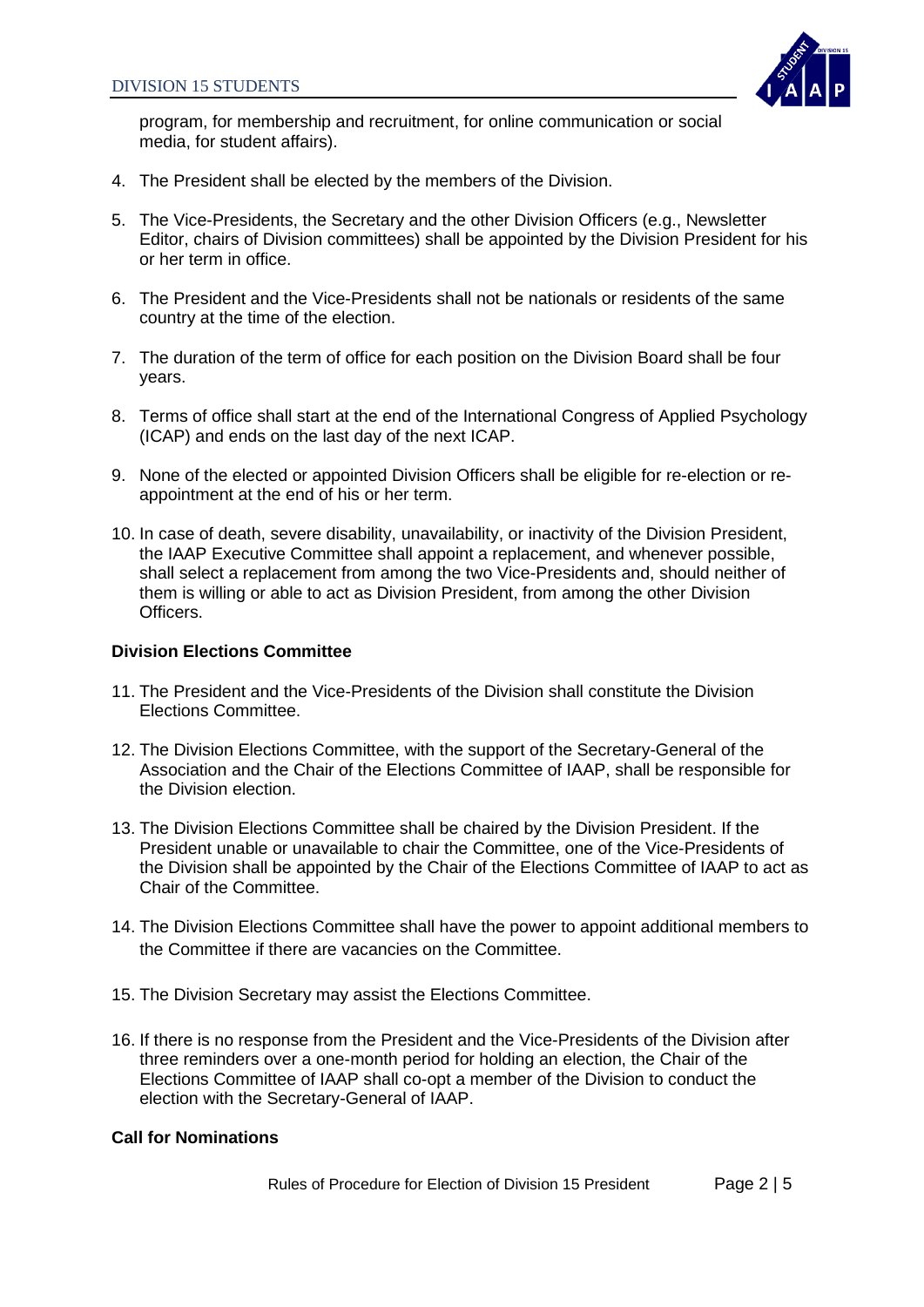program, for membership and recruitment, for online communication or social media, for student affairs).

4. The President shall be elected by the members of the Division.

5. The Vice-Presidents, the Secretary and the other Division Officers (e.g., Newsletter Editor, chairs of Division committees) shall be appointed by the Division President for his or her term in office.

6. The President and the Vice-Presidents shall not be nationals or residents of the same country at the time of the election.

7. The duration of the term of office for each position on the Division Board shall be four years.

8. Terms of office shall start at the end of the International Congress of Applied Psychology (ICAP) and ends on the last day of the next ICAP.

9. None of the elected or appointed Division Officers shall be eligible for re-election or re-appointment at the end of his or her term.

10. In case of death, severe disability, unavailability, or inactivity of the Division President, the IAAP Executive Committee shall appoint a replacement, and whenever possible, shall select a replacement from among the two Vice-Presidents and, should neither of them is willing or able to act as Division President, from among the other Division Officers.

**Division Elections Committee**

11. The President and the Vice-Presidents of the Division shall constitute the Division Elections Committee.

12. The Division Elections Committee, with the support of the Secretary-General of the Association and the Chair of the Elections Committee of IAAP, shall be responsible for the Division election.

13. The Division Elections Committee shall be chaired by the Division President. If the President unable or unavailable to chair the Committee, one of the Vice-Presidents of the Division shall be appointed by the Chair of the Elections Committee of IAAP to act as Chair of the Committee.

14. The Division Elections Committee shall have the power to appoint additional members to the Committee if there are vacancies on the Committee.

15. The Division Secretary may assist the Elections Committee.

16. If there is no response from the President and the Vice-Presidents of the Division after three reminders over a one-month period for holding an election, the Chair of the Elections Committee of IAAP shall co-opt a member of the Division to conduct the election with the Secretary-General of IAAP.

**Call for Nominations**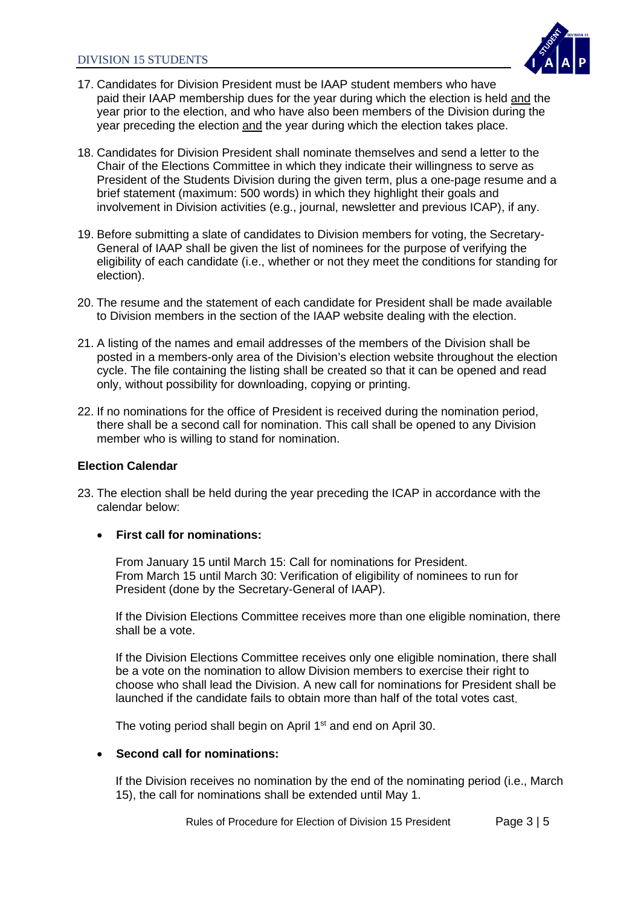17. Candidates for Division President must be IAAP student members who have paid their IAAP membership dues for the year during which the election is held <u>and</u> the year prior to the election, and who have also been members of the Division during the year preceding the election <u>and</u> the year during which the election takes place.

18. Candidates for Division President shall nominate themselves and send a letter to the Chair of the Elections Committee in which they indicate their willingness to serve as President of the Students Division during the given term, plus a one-page resume and a brief statement (maximum: 500 words) in which they highlight their goals and involvement in Division activities (e.g., journal, newsletter and previous ICAP), if any.

19. Before submitting a slate of candidates to Division members for voting, the Secretary-General of IAAP shall be given the list of nominees for the purpose of verifying the eligibility of each candidate (i.e., whether or not they meet the conditions for standing for election).

20. The resume and the statement of each candidate for President shall be made available to Division members in the section of the IAAP website dealing with the election.

21. A listing of the names and email addresses of the members of the Division shall be posted in a members-only area of the Division's election website throughout the election cycle. The file containing the listing shall be created so that it can be opened and read only, without possibility for downloading, copying or printing.

22. If no nominations for the office of President is received during the nomination period, there shall be a second call for nomination. This call shall be opened to any Division member who is willing to stand for nomination.

**Election Calendar**

23. The election shall be held during the year preceding the ICAP in accordance with the calendar below:

- **First call for nominations:**

  From January 15 until March 15: Call for nominations for President.
  From March 15 until March 30: Verification of eligibility of nominees to run for President (done by the Secretary-General of IAAP).

  If the Division Elections Committee receives more than one eligible nomination, there shall be a vote.

  If the Division Elections Committee receives only one eligible nomination, there shall be a vote on the nomination to allow Division members to exercise their right to choose who shall lead the Division. A new call for nominations for President shall be launched if the candidate fails to obtain more than half of the total votes cast.

  The voting period shall begin on April 1st and end on April 30.

- **Second call for nominations:**

  If the Division receives no nomination by the end of the nominating period (i.e., March 15), the call for nominations shall be extended until May 1.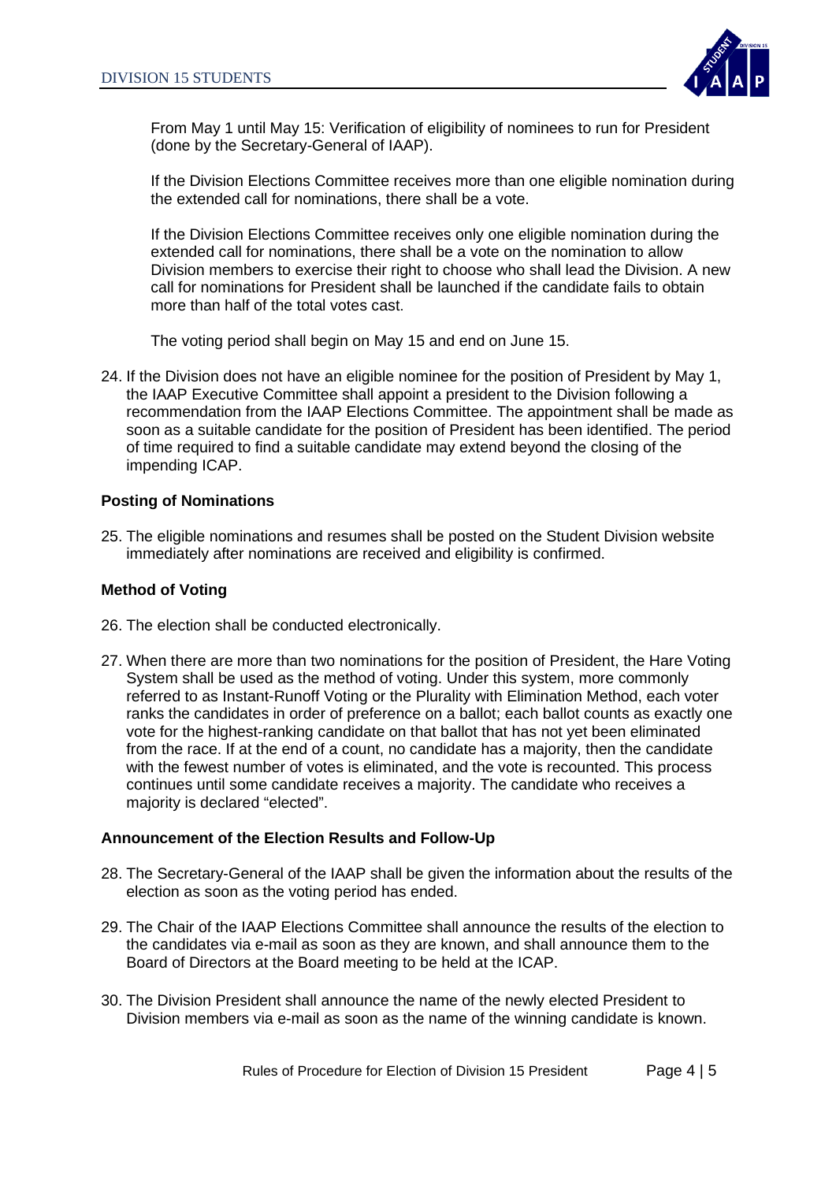From May 1 until May 15: Verification of eligibility of nominees to run for President (done by the Secretary-General of IAAP).

If the Division Elections Committee receives more than one eligible nomination during the extended call for nominations, there shall be a vote.

If the Division Elections Committee receives only one eligible nomination during the extended call for nominations, there shall be a vote on the nomination to allow Division members to exercise their right to choose who shall lead the Division. A new call for nominations for President shall be launched if the candidate fails to obtain more than half of the total votes cast.

The voting period shall begin on May 15 and end on June 15.

24. If the Division does not have an eligible nominee for the position of President by May 1, the IAAP Executive Committee shall appoint a president to the Division following a recommendation from the IAAP Elections Committee. The appointment shall be made as soon as a suitable candidate for the position of President has been identified. The period of time required to find a suitable candidate may extend beyond the closing of the impending ICAP.

### Posting of Nominations

25. The eligible nominations and resumes shall be posted on the Student Division website immediately after nominations are received and eligibility is confirmed.

### Method of Voting

26. The election shall be conducted electronically.

27. When there are more than two nominations for the position of President, the Hare Voting System shall be used as the method of voting. Under this system, more commonly referred to as Instant-Runoff Voting or the Plurality with Elimination Method, each voter ranks the candidates in order of preference on a ballot; each ballot counts as exactly one vote for the highest-ranking candidate on that ballot that has not yet been eliminated from the race. If at the end of a count, no candidate has a majority, then the candidate with the fewest number of votes is eliminated, and the vote is recounted. This process continues until some candidate receives a majority. The candidate who receives a majority is declared "elected".

### Announcement of the Election Results and Follow-Up

28. The Secretary-General of the IAAP shall be given the information about the results of the election as soon as the voting period has ended.

29. The Chair of the IAAP Elections Committee shall announce the results of the election to the candidates via e-mail as soon as they are known, and shall announce them to the Board of Directors at the Board meeting to be held at the ICAP.

30. The Division President shall announce the name of the newly elected President to Division members via e-mail as soon as the name of the winning candidate is known.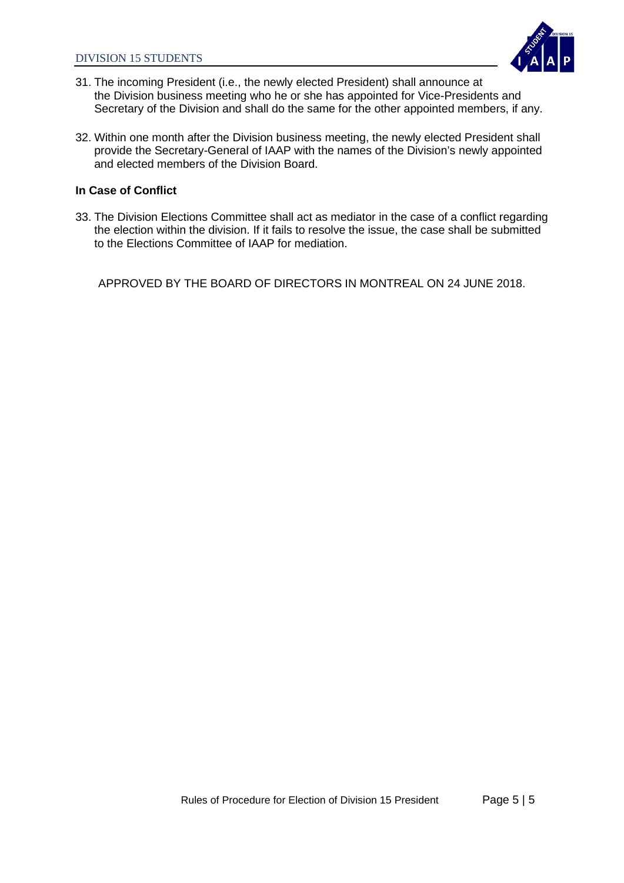31. The incoming President (i.e., the newly elected President) shall announce at the Division business meeting who he or she has appointed for Vice-Presidents and Secretary of the Division and shall do the same for the other appointed members, if any.

32. Within one month after the Division business meeting, the newly elected President shall provide the Secretary-General of IAAP with the names of the Division's newly appointed and elected members of the Division Board.

**In Case of Conflict**

33. The Division Elections Committee shall act as mediator in the case of a conflict regarding the election within the division. If it fails to resolve the issue, the case shall be submitted to the Elections Committee of IAAP for mediation.

APPROVED BY THE BOARD OF DIRECTORS IN MONTREAL ON 24 JUNE 2018.